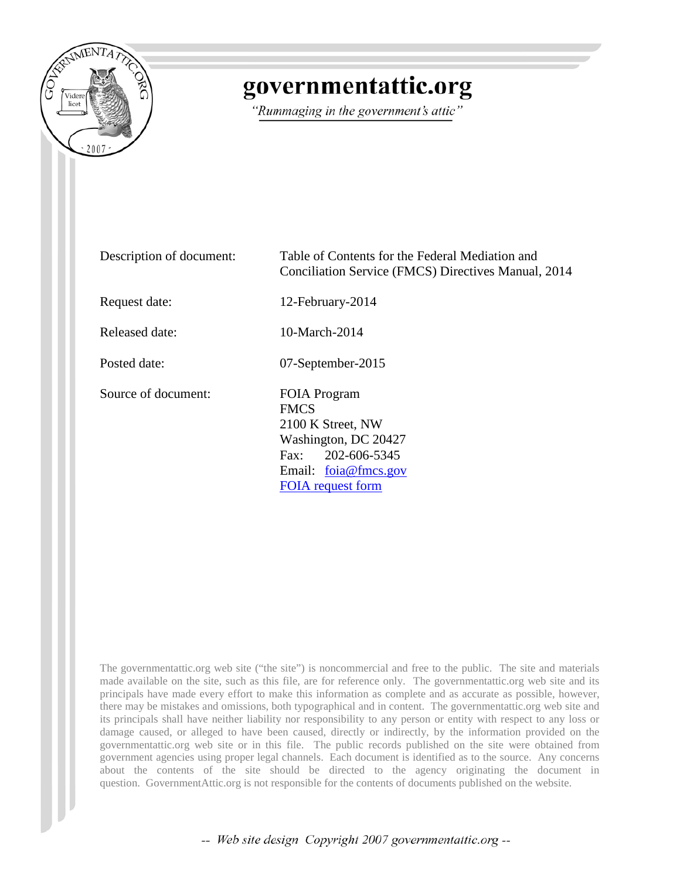# governmentattic.org

*"Rummaging in the government's attic"*

| | |
|---|---|
| Description of document: | Table of Contents for the Federal Mediation and Conciliation Service (FMCS) Directives Manual, 2014 |
| Request date: | 12-February-2014 |
| Released date: | 10-March-2014 |
| Posted date: | 07-September-2015 |
| Source of document: | FOIA Program<br>FMCS<br>2100 K Street, NW<br>Washington, DC 20427<br>Fax: 202-606-5345<br>Email: foia@fmcs.gov<br>FOIA request form |

The governmentattic.org web site ("the site") is noncommercial and free to the public. The site and materials made available on the site, such as this file, are for reference only. The governmentattic.org web site and its principals have made every effort to make this information as complete and as accurate as possible, however, there may be mistakes and omissions, both typographical and in content. The governmentattic.org web site and its principals shall have neither liability nor responsibility to any person or entity with respect to any loss or damage caused, or alleged to have been caused, directly or indirectly, by the information provided on the governmentattic.org web site or in this file. The public records published on the site were obtained from government agencies using proper legal channels. Each document is identified as to the source. Any concerns about the contents of the site should be directed to the agency originating the document in question. GovernmentAttic.org is not responsible for the contents of documents published on the website.

*-- Web site design Copyright 2007 governmentattic.org --*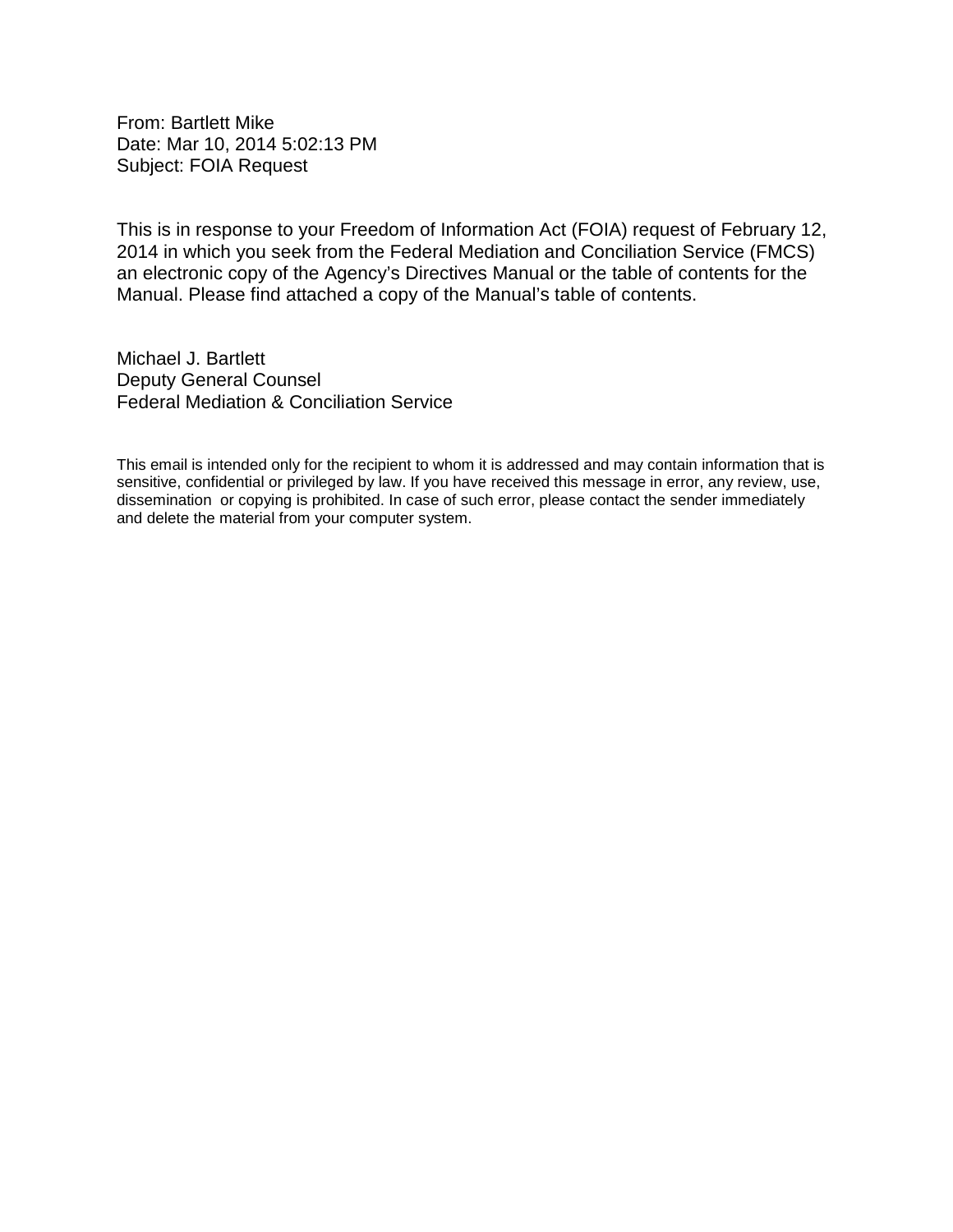From: Bartlett Mike
Date: Mar 10, 2014 5:02:13 PM
Subject: FOIA Request

This is in response to your Freedom of Information Act (FOIA) request of February 12, 2014 in which you seek from the Federal Mediation and Conciliation Service (FMCS) an electronic copy of the Agency's Directives Manual or the table of contents for the Manual. Please find attached a copy of the Manual's table of contents.

Michael J. Bartlett
Deputy General Counsel
Federal Mediation & Conciliation Service

This email is intended only for the recipient to whom it is addressed and may contain information that is sensitive, confidential or privileged by law. If you have received this message in error, any review, use, dissemination or copying is prohibited. In case of such error, please contact the sender immediately and delete the material from your computer system.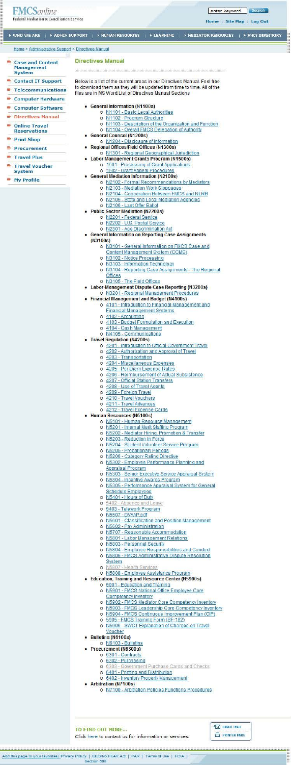FMCSonline
Federal Mediation & Conciliation Service

enter keyword | Search

Home : Site Map : Log Out

WHO WE ARE | ADMIN SUPPORT | HUMAN RESOURCES | LEARNING | MEDIATOR RESOURCES | FMCS DIRECTORY

Home > Administrative Support > Directives Manual

- Case and Content Management System
- Contact IT Support
- Telecommunications
- Computer Hardware
- Computer Software
- Directives Manual
- Online Travel Reservations
- Print Shop
- Procurement
- Travel Plus
- Travel Voucher System
- My Profile

## Directives Manual

Below is a list of the current areas in our Directives Manual. Feel free to download them as they will be updated from time to time. All of the files are in MS Word.List of Directives Manual Sections

- **General Information (N1100s)**
  - N1101 - Basic Legal Authorities
  - N1102 - Program Structure
  - N1103 - Description of the Organization and Function
  - N1104 - Overall FMCS Delegation of Authority
- **General Counsel (N1200s)**
  - N1204 - Disclosure of Information
- **Regional Offices/Field Offices (N1300s)**
  - N1301 - Regional Geographical Jurisdiction
- **Labor Management Grants Program (N1500s)**
  - 1501 - Processing of Grant Applications
  - 1502 - Grant Appeal Procedures
- **General Mediation Information (N2100s)**
  - N2102 - Formal Recommendations by Mediators
  - N2103 - Mediation Work Stoppages
  - N2104 - Cooperation Between FMCS and NLRB
  - N2105 - State and Local Mediation Agencies
  - N2106 - Last Offer Ballot
- **Public Sector Mediation (N2200s)**
  - N2201 - Federal Service
  - N2202 - U.S. Postal Service
  - N2301 - Age Discrimination Act
- **General Information on Reporting Case Assignments (N3100s)**
  - N3101 - General Information on FMCS Case and Content Management System (CCMS)
  - N3102 - Notice Processing
  - N3103 - Information Technology
  - N3104 - Reporting Case Assignments - The Regional Offices
  - N3105 - The Field Offices
- **Labor-Management Dispute Case Reporting (N3200s)**
  - N3201 - Regional Management Procedures
- **Financial Management and Budget (N4100s)**
  - 4101 - Introduction to Financial Management and Financial Management Systems
  - 4102 - Accounting
  - 4103 - Budget Formulation and Execution
  - 4104 - Cash Management
  - N4105 - Communications
- **Travel Regulation (N4200s)**
  - 4201 - Introduction to Official Government Travel
  - 4202 - Authorization and Approval of Travel
  - 4203 - Transportation
  - 4204 - Miscellaneous Expenses
  - 4205 - Per Diem Expense Rates
  - 4206 - Reimbursement of Actual Subsistence
  - 4207 - Official Station Transfers
  - 4208 - Use of Travel Agents
  - 4209 - Foreign Travel
  - 4210 - Travel Vouchers
  - 4211 - Travel Advances
  - 4212 - Travel Expense Cards
- **Human Resources (N5100s)**
  - N5101 - Human Resource Management
  - N5201 - Internal Merit Staffing Program
  - N5202 - Mediator Hiring, Promotion & Transfer
  - N5203 - Reduction in Force
  - N5204 - Student Volunteer Service Program
  - N5205 - Probationary Periods
  - N5206 - Category Rating Directive
  - N5302 - Employee Performance Planning and Appraisal Program
  - N5303 - Senior Executive Service Appraisal System
  - N5304 - Incentive Awards Program
  - N5305 - Performance Appraisal System for General Schedule Employees
  - N5401 - Hours of Duty
  - 5402 - Absence and Leave
  - 5403 - Telework Program
  - N5507 - DVAAP.pdf
  - N5601 - Classification and Position Management
  - N5602 - Pay Administration
  - N5707 - Reasonable Accommodation
  - N5801 - Labor Management Relations
  - N5803 - Personnel Security
  - N5804 - Employee Responsibilities and Conduct
  - N5806 - FMCS Administrative Dispute Resolution System
  - N5807 - Health Services
  - N5808 - Employee Assistance Program
- **Education, Training and Resource Center (N5900s)**
  - 5901 - Education and Training
  - N5901 - FMCS National Office Employee Core Competency Inventory
  - N5902 - FMCS Mediator Core Competency Inventory
  - N5903 - FMCS Leadership Core Competency Inventory
  - N5904 - FMCS Continuous Improvement Plan (CIP)
  - 5905 - FMCS Training Form (SF-182)
  - N5906 - SWCT Explanation of Charges on Travel Voucher
- **Bulletins (N6100s)**
  - N6103 - Bulletins
- **Procurement (N6300s)**
  - 6301 - Contracts
  - 6302 - Purchasing
  - 6303 - Government Purchase Cards and Checks
  - 6401 - Printing and Distribution
  - 6402 - Inventory Property Management
- **Arbitration (N7100s)**
  - N7100 - Arbitration Policies Functions Procedures

**TO FIND OUT MORE...**

Click here to contact us for information or services.

EMAIL PAGE | PRINTER PAGE

Add this page to your favorites | Privacy Policy | EEO/No FEAR Act | PAR | Terms of Use | FOIA | Section 508